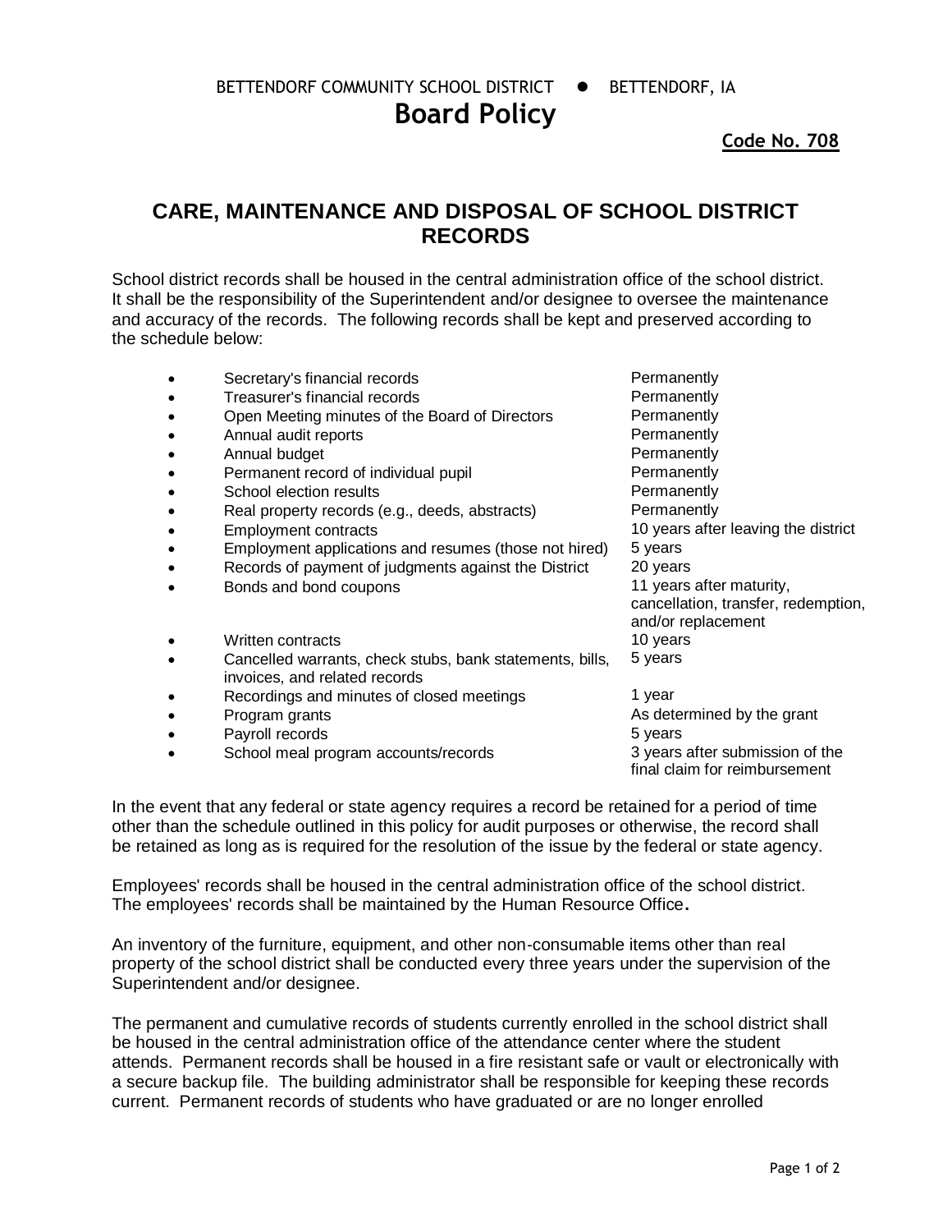BETTENDORF COMMUNITY SCHOOL DISTRICT • BETTENDORF, IA

# Board Policy

**Code No. 708**

## CARE, MAINTENANCE AND DISPOSAL OF SCHOOL DISTRICT RECORDS

School district records shall be housed in the central administration office of the school district. It shall be the responsibility of the Superintendent and/or designee to oversee the maintenance and accuracy of the records. The following records shall be kept and preserved according to the schedule below:

| Record | Retention |
|---|---|
| Secretary's financial records | Permanently |
| Treasurer's financial records | Permanently |
| Open Meeting minutes of the Board of Directors | Permanently |
| Annual audit reports | Permanently |
| Annual budget | Permanently |
| Permanent record of individual pupil | Permanently |
| School election results | Permanently |
| Real property records (e.g., deeds, abstracts) | Permanently |
| Employment contracts | 10 years after leaving the district |
| Employment applications and resumes (those not hired) | 5 years |
| Records of payment of judgments against the District | 20 years |
| Bonds and bond coupons | 11 years after maturity, cancellation, transfer, redemption, and/or replacement |
| Written contracts | 10 years |
| Cancelled warrants, check stubs, bank statements, bills, invoices, and related records | 5 years |
| Recordings and minutes of closed meetings | 1 year |
| Program grants | As determined by the grant |
| Payroll records | 5 years |
| School meal program accounts/records | 3 years after submission of the final claim for reimbursement |

In the event that any federal or state agency requires a record be retained for a period of time other than the schedule outlined in this policy for audit purposes or otherwise, the record shall be retained as long as is required for the resolution of the issue by the federal or state agency.

Employees' records shall be housed in the central administration office of the school district. The employees' records shall be maintained by the Human Resource Office.

An inventory of the furniture, equipment, and other non-consumable items other than real property of the school district shall be conducted every three years under the supervision of the Superintendent and/or designee.

The permanent and cumulative records of students currently enrolled in the school district shall be housed in the central administration office of the attendance center where the student attends. Permanent records shall be housed in a fire resistant safe or vault or electronically with a secure backup file. The building administrator shall be responsible for keeping these records current. Permanent records of students who have graduated or are no longer enrolled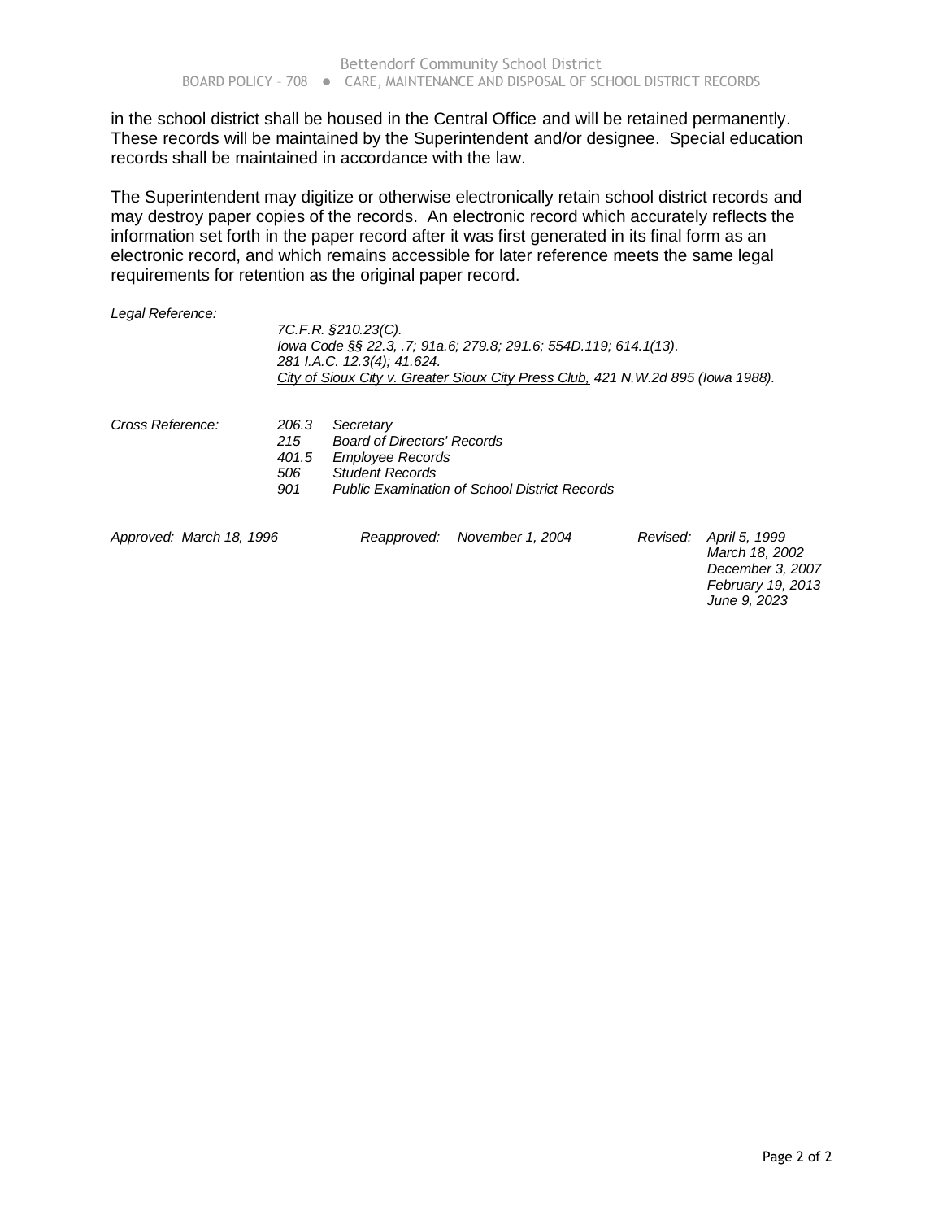in the school district shall be housed in the Central Office and will be retained permanently. These records will be maintained by the Superintendent and/or designee. Special education records shall be maintained in accordance with the law.

The Superintendent may digitize or otherwise electronically retain school district records and may destroy paper copies of the records. An electronic record which accurately reflects the information set forth in the paper record after it was first generated in its final form as an electronic record, and which remains accessible for later reference meets the same legal requirements for retention as the original paper record.

*Legal Reference:*

*7C.F.R. §210.23(C).*
*Iowa Code §§ 22.3, .7; 91a.6; 279.8; 291.6; 554D.119; 614.1(13).*
*281 I.A.C. 12.3(4); 41.624.*
*City of Sioux City v. Greater Sioux City Press Club, 421 N.W.2d 895 (Iowa 1988).*

*Cross Reference:*

*206.3 Secretary*
*215 Board of Directors' Records*
*401.5 Employee Records*
*506 Student Records*
*901 Public Examination of School District Records*

*Approved: March 18, 1996*

*Reapproved: November 1, 2004*

*Revised: April 5, 1999*
*March 18, 2002*
*December 3, 2007*
*February 19, 2013*
*June 9, 2023*